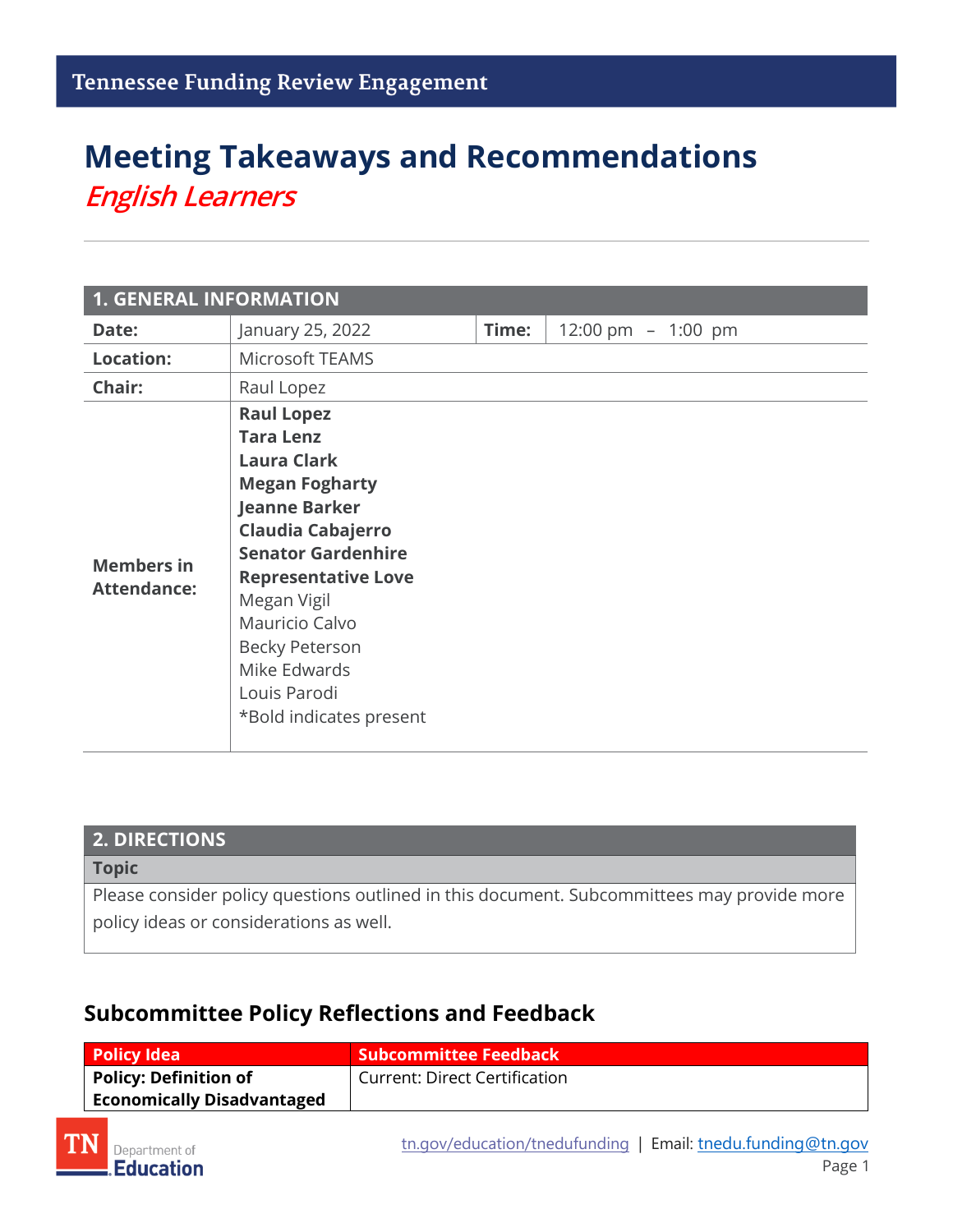# Meeting Takeaways and Recommendations

## *English Learners*

| 1. GENERAL INFORMATION | | | |
|---|---|---|---|
| **Date:** | January 25, 2022 | **Time:** | 12:00 pm – 1:00 pm |
| **Location:** | Microsoft TEAMS | | |
| **Chair:** | Raul Lopez | | |
| **Members in Attendance:** | **Raul Lopez**<br>**Tara Lenz**<br>**Laura Clark**<br>**Megan Fogharty**<br>**Jeanne Barker**<br>**Claudia Cabajerro**<br>**Senator Gardenhire**<br>**Representative Love**<br>Megan Vigil<br>Mauricio Calvo<br>Becky Peterson<br>Mike Edwards<br>Louis Parodi<br>*Bold indicates present | | |

| 2. DIRECTIONS |
|---|
| **Topic** |
| Please consider policy questions outlined in this document. Subcommittees may provide more policy ideas or considerations as well. |

## Subcommittee Policy Reflections and Feedback

| Policy Idea | Subcommittee Feedback |
|---|---|
| **Policy: Definition of Economically Disadvantaged** | Current: Direct Certification |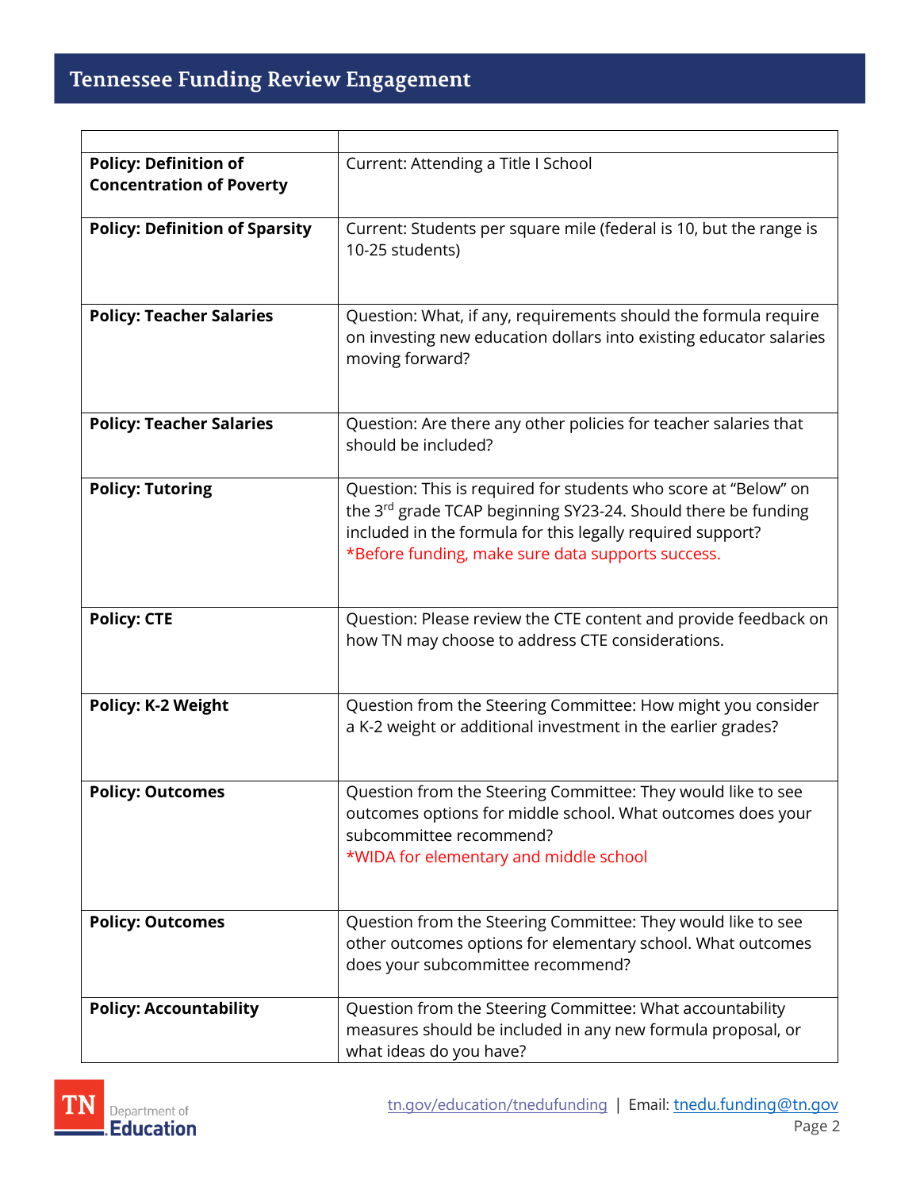| | |
|---|---|
| **Policy: Definition of Concentration of Poverty** | Current: Attending a Title I School |
| **Policy: Definition of Sparsity** | Current: Students per square mile (federal is 10, but the range is 10-25 students) |
| **Policy: Teacher Salaries** | Question: What, if any, requirements should the formula require on investing new education dollars into existing educator salaries moving forward? |
| **Policy: Teacher Salaries** | Question: Are there any other policies for teacher salaries that should be included? |
| **Policy: Tutoring** | Question: This is required for students who score at “Below” on the 3rd grade TCAP beginning SY23-24. Should there be funding included in the formula for this legally required support? *Before funding, make sure data supports success. |
| **Policy: CTE** | Question: Please review the CTE content and provide feedback on how TN may choose to address CTE considerations. |
| **Policy: K-2 Weight** | Question from the Steering Committee: How might you consider a K-2 weight or additional investment in the earlier grades? |
| **Policy: Outcomes** | Question from the Steering Committee: They would like to see outcomes options for middle school. What outcomes does your subcommittee recommend? *WIDA for elementary and middle school |
| **Policy: Outcomes** | Question from the Steering Committee: They would like to see other outcomes options for elementary school. What outcomes does your subcommittee recommend? |
| **Policy: Accountability** | Question from the Steering Committee: What accountability measures should be included in any new formula proposal, or what ideas do you have? |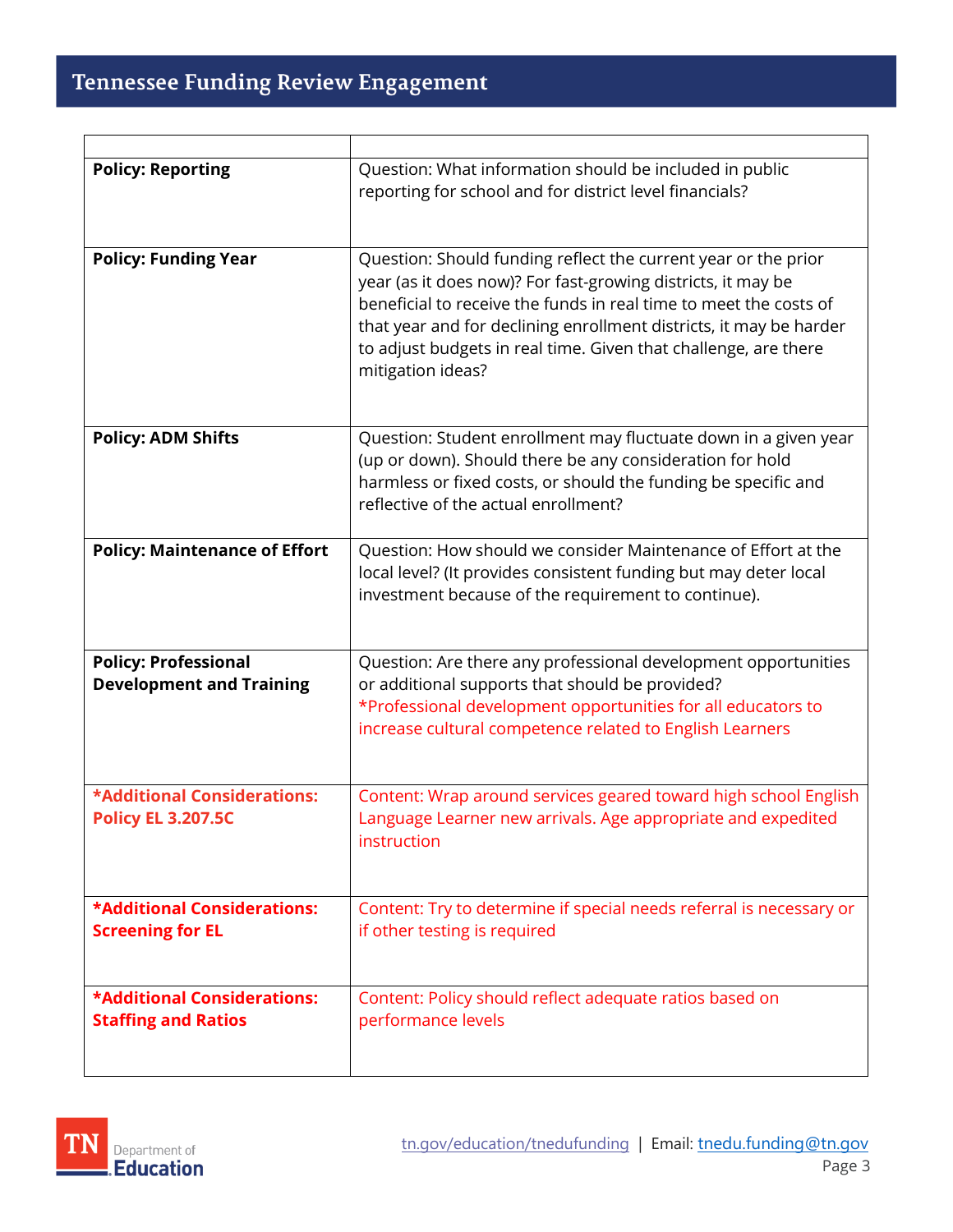| | |
|---|---|
| **Policy: Reporting** | Question: What information should be included in public reporting for school and for district level financials? |
| **Policy: Funding Year** | Question: Should funding reflect the current year or the prior year (as it does now)? For fast-growing districts, it may be beneficial to receive the funds in real time to meet the costs of that year and for declining enrollment districts, it may be harder to adjust budgets in real time. Given that challenge, are there mitigation ideas? |
| **Policy: ADM Shifts** | Question: Student enrollment may fluctuate down in a given year (up or down). Should there be any consideration for hold harmless or fixed costs, or should the funding be specific and reflective of the actual enrollment? |
| **Policy: Maintenance of Effort** | Question: How should we consider Maintenance of Effort at the local level? (It provides consistent funding but may deter local investment because of the requirement to continue). |
| **Policy: Professional Development and Training** | Question: Are there any professional development opportunities or additional supports that should be provided? *Professional development opportunities for all educators to increase cultural competence related to English Learners |
| ***Additional Considerations: Policy EL 3.207.5C** | Content: Wrap around services geared toward high school English Language Learner new arrivals. Age appropriate and expedited instruction |
| ***Additional Considerations: Screening for EL** | Content: Try to determine if special needs referral is necessary or if other testing is required |
| ***Additional Considerations: Staffing and Ratios** | Content: Policy should reflect adequate ratios based on performance levels |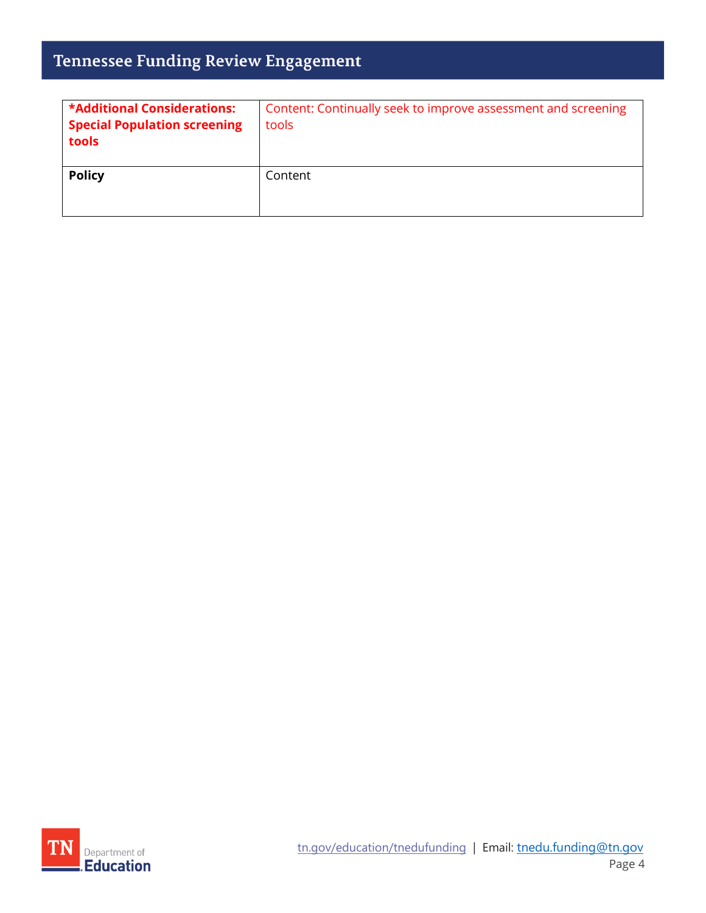| | |
|---|---|
| ***Additional Considerations: Special Population screening tools** | Content: Continually seek to improve assessment and screening tools |
| **Policy** | Content |